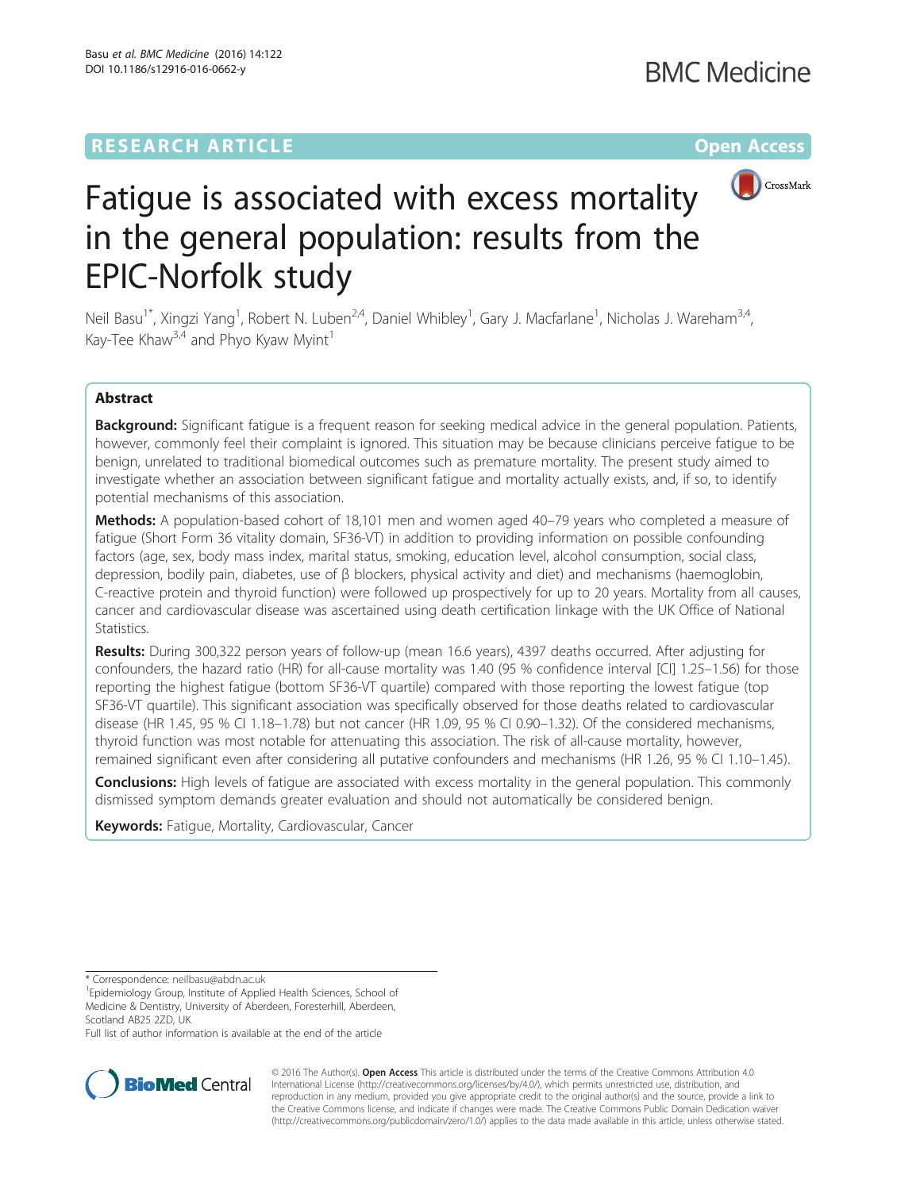RESEARCH ARTICLE

Open Access

# Fatigue is associated with excess mortality in the general population: results from the EPIC-Norfolk study

Neil Basu[1*], Xingzi Yang[1], Robert N. Luben[2,4], Daniel Whibley[1], Gary J. Macfarlane[1], Nicholas J. Wareham[3,4], Kay-Tee Khaw[3,4] and Phyo Kyaw Myint[1]

## Abstract

**Background:** Significant fatigue is a frequent reason for seeking medical advice in the general population. Patients, however, commonly feel their complaint is ignored. This situation may be because clinicians perceive fatigue to be benign, unrelated to traditional biomedical outcomes such as premature mortality. The present study aimed to investigate whether an association between significant fatigue and mortality actually exists, and, if so, to identify potential mechanisms of this association.

**Methods:** A population-based cohort of 18,101 men and women aged 40–79 years who completed a measure of fatigue (Short Form 36 vitality domain, SF36-VT) in addition to providing information on possible confounding factors (age, sex, body mass index, marital status, smoking, education level, alcohol consumption, social class, depression, bodily pain, diabetes, use of β blockers, physical activity and diet) and mechanisms (haemoglobin, C-reactive protein and thyroid function) were followed up prospectively for up to 20 years. Mortality from all causes, cancer and cardiovascular disease was ascertained using death certification linkage with the UK Office of National Statistics.

**Results:** During 300,322 person years of follow-up (mean 16.6 years), 4397 deaths occurred. After adjusting for confounders, the hazard ratio (HR) for all-cause mortality was 1.40 (95 % confidence interval [CI] 1.25–1.56) for those reporting the highest fatigue (bottom SF36-VT quartile) compared with those reporting the lowest fatigue (top SF36-VT quartile). This significant association was specifically observed for those deaths related to cardiovascular disease (HR 1.45, 95 % CI 1.18–1.78) but not cancer (HR 1.09, 95 % CI 0.90–1.32). Of the considered mechanisms, thyroid function was most notable for attenuating this association. The risk of all-cause mortality, however, remained significant even after considering all putative confounders and mechanisms (HR 1.26, 95 % CI 1.10–1.45).

**Conclusions:** High levels of fatigue are associated with excess mortality in the general population. This commonly dismissed symptom demands greater evaluation and should not automatically be considered benign.

**Keywords:** Fatigue, Mortality, Cardiovascular, Cancer

\* Correspondence: neilbasu@abdn.ac.uk

[1]Epidemiology Group, Institute of Applied Health Sciences, School of Medicine & Dentistry, University of Aberdeen, Foresterhill, Aberdeen, Scotland AB25 2ZD, UK

Full list of author information is available at the end of the article

© 2016 The Author(s). **Open Access** This article is distributed under the terms of the Creative Commons Attribution 4.0 International License (http://creativecommons.org/licenses/by/4.0/), which permits unrestricted use, distribution, and reproduction in any medium, provided you give appropriate credit to the original author(s) and the source, provide a link to the Creative Commons license, and indicate if changes were made. The Creative Commons Public Domain Dedication waiver (http://creativecommons.org/publicdomain/zero/1.0/) applies to the data made available in this article, unless otherwise stated.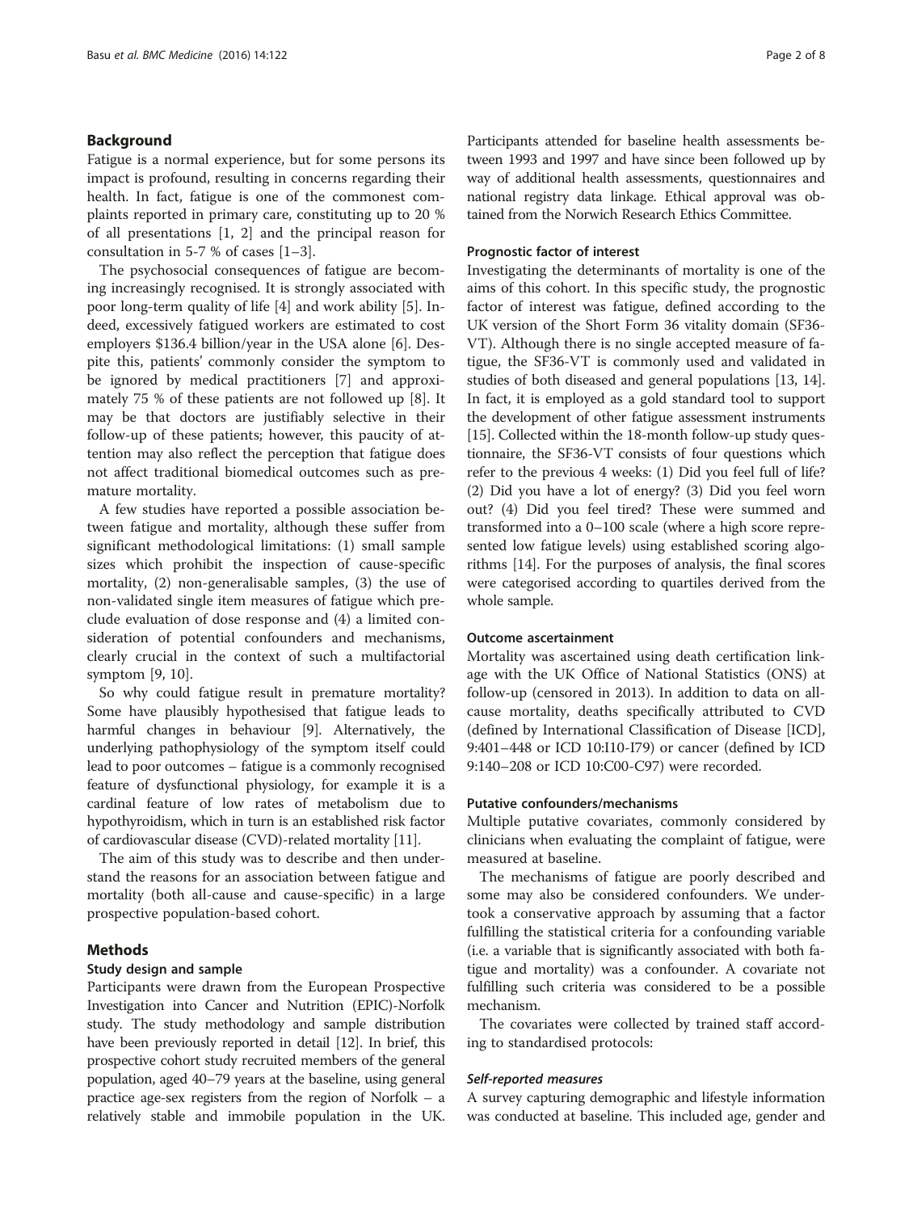## Background

Fatigue is a normal experience, but for some persons its impact is profound, resulting in concerns regarding their health. In fact, fatigue is one of the commonest complaints reported in primary care, constituting up to 20 % of all presentations [1, 2] and the principal reason for consultation in 5-7 % of cases [1–3].

The psychosocial consequences of fatigue are becoming increasingly recognised. It is strongly associated with poor long-term quality of life [4] and work ability [5]. Indeed, excessively fatigued workers are estimated to cost employers $136.4 billion/year in the USA alone [6]. Despite this, patients' commonly consider the symptom to be ignored by medical practitioners [7] and approximately 75 % of these patients are not followed up [8]. It may be that doctors are justifiably selective in their follow-up of these patients; however, this paucity of attention may also reflect the perception that fatigue does not affect traditional biomedical outcomes such as premature mortality.

A few studies have reported a possible association between fatigue and mortality, although these suffer from significant methodological limitations: (1) small sample sizes which prohibit the inspection of cause-specific mortality, (2) non-generalisable samples, (3) the use of non-validated single item measures of fatigue which preclude evaluation of dose response and (4) a limited consideration of potential confounders and mechanisms, clearly crucial in the context of such a multifactorial symptom [9, 10].

So why could fatigue result in premature mortality? Some have plausibly hypothesised that fatigue leads to harmful changes in behaviour [9]. Alternatively, the underlying pathophysiology of the symptom itself could lead to poor outcomes – fatigue is a commonly recognised feature of dysfunctional physiology, for example it is a cardinal feature of low rates of metabolism due to hypothyroidism, which in turn is an established risk factor of cardiovascular disease (CVD)-related mortality [11].

The aim of this study was to describe and then understand the reasons for an association between fatigue and mortality (both all-cause and cause-specific) in a large prospective population-based cohort.

## Methods

### Study design and sample

Participants were drawn from the European Prospective Investigation into Cancer and Nutrition (EPIC)-Norfolk study. The study methodology and sample distribution have been previously reported in detail [12]. In brief, this prospective cohort study recruited members of the general population, aged 40–79 years at the baseline, using general practice age-sex registers from the region of Norfolk – a relatively stable and immobile population in the UK. Participants attended for baseline health assessments between 1993 and 1997 and have since been followed up by way of additional health assessments, questionnaires and national registry data linkage. Ethical approval was obtained from the Norwich Research Ethics Committee.

### Prognostic factor of interest

Investigating the determinants of mortality is one of the aims of this cohort. In this specific study, the prognostic factor of interest was fatigue, defined according to the UK version of the Short Form 36 vitality domain (SF36-VT). Although there is no single accepted measure of fatigue, the SF36-VT is commonly used and validated in studies of both diseased and general populations [13, 14]. In fact, it is employed as a gold standard tool to support the development of other fatigue assessment instruments [15]. Collected within the 18-month follow-up study questionnaire, the SF36-VT consists of four questions which refer to the previous 4 weeks: (1) Did you feel full of life? (2) Did you have a lot of energy? (3) Did you feel worn out? (4) Did you feel tired? These were summed and transformed into a 0–100 scale (where a high score represented low fatigue levels) using established scoring algorithms [14]. For the purposes of analysis, the final scores were categorised according to quartiles derived from the whole sample.

### Outcome ascertainment

Mortality was ascertained using death certification linkage with the UK Office of National Statistics (ONS) at follow-up (censored in 2013). In addition to data on all-cause mortality, deaths specifically attributed to CVD (defined by International Classification of Disease [ICD], 9:401–448 or ICD 10:I10-I79) or cancer (defined by ICD 9:140–208 or ICD 10:C00-C97) were recorded.

### Putative confounders/mechanisms

Multiple putative covariates, commonly considered by clinicians when evaluating the complaint of fatigue, were measured at baseline.

The mechanisms of fatigue are poorly described and some may also be considered confounders. We undertook a conservative approach by assuming that a factor fulfilling the statistical criteria for a confounding variable (i.e. a variable that is significantly associated with both fatigue and mortality) was a confounder. A covariate not fulfilling such criteria was considered to be a possible mechanism.

The covariates were collected by trained staff according to standardised protocols:

#### *Self-reported measures*

A survey capturing demographic and lifestyle information was conducted at baseline. This included age, gender and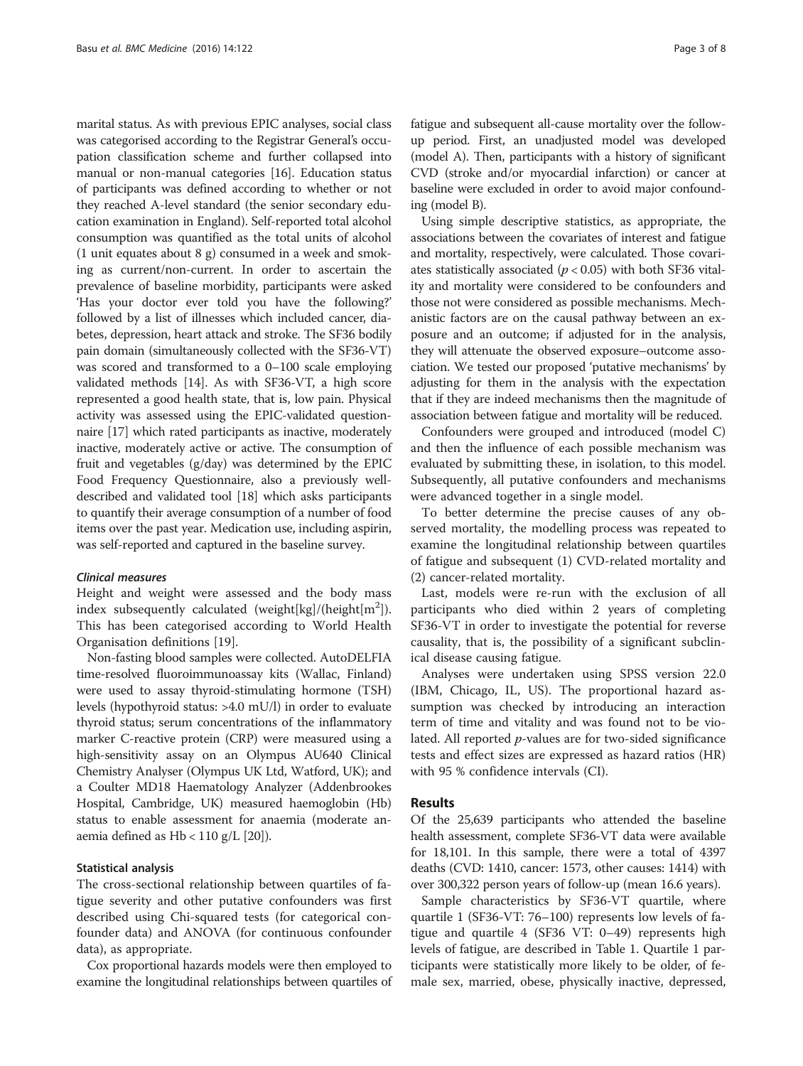marital status. As with previous EPIC analyses, social class was categorised according to the Registrar General's occupation classification scheme and further collapsed into manual or non-manual categories [16]. Education status of participants was defined according to whether or not they reached A-level standard (the senior secondary education examination in England). Self-reported total alcohol consumption was quantified as the total units of alcohol (1 unit equates about 8 g) consumed in a week and smoking as current/non-current. In order to ascertain the prevalence of baseline morbidity, participants were asked 'Has your doctor ever told you have the following?' followed by a list of illnesses which included cancer, diabetes, depression, heart attack and stroke. The SF36 bodily pain domain (simultaneously collected with the SF36-VT) was scored and transformed to a 0–100 scale employing validated methods [14]. As with SF36-VT, a high score represented a good health state, that is, low pain. Physical activity was assessed using the EPIC-validated questionnaire [17] which rated participants as inactive, moderately inactive, moderately active or active. The consumption of fruit and vegetables (g/day) was determined by the EPIC Food Frequency Questionnaire, also a previously well-described and validated tool [18] which asks participants to quantify their average consumption of a number of food items over the past year. Medication use, including aspirin, was self-reported and captured in the baseline survey.

#### *Clinical measures*

Height and weight were assessed and the body mass index subsequently calculated (weight[kg]/(height[$m^2$]). This has been categorised according to World Health Organisation definitions [19].

Non-fasting blood samples were collected. AutoDELFIA time-resolved fluoroimmunoassay kits (Wallac, Finland) were used to assay thyroid-stimulating hormone (TSH) levels (hypothyroid status: >4.0 mU/l) in order to evaluate thyroid status; serum concentrations of the inflammatory marker C-reactive protein (CRP) were measured using a high-sensitivity assay on an Olympus AU640 Clinical Chemistry Analyser (Olympus UK Ltd, Watford, UK); and a Coulter MD18 Haematology Analyzer (Addenbrookes Hospital, Cambridge, UK) measured haemoglobin (Hb) status to enable assessment for anaemia (moderate anaemia defined as Hb < 110 g/L [20]).

### Statistical analysis

The cross-sectional relationship between quartiles of fatigue severity and other putative confounders was first described using Chi-squared tests (for categorical confounder data) and ANOVA (for continuous confounder data), as appropriate.

Cox proportional hazards models were then employed to examine the longitudinal relationships between quartiles of fatigue and subsequent all-cause mortality over the follow-up period. First, an unadjusted model was developed (model A). Then, participants with a history of significant CVD (stroke and/or myocardial infarction) or cancer at baseline were excluded in order to avoid major confounding (model B).

Using simple descriptive statistics, as appropriate, the associations between the covariates of interest and fatigue and mortality, respectively, were calculated. Those covariates statistically associated ($p < 0.05$) with both SF36 vitality and mortality were considered to be confounders and those not were considered as possible mechanisms. Mechanistic factors are on the causal pathway between an exposure and an outcome; if adjusted for in the analysis, they will attenuate the observed exposure–outcome association. We tested our proposed 'putative mechanisms' by adjusting for them in the analysis with the expectation that if they are indeed mechanisms then the magnitude of association between fatigue and mortality will be reduced.

Confounders were grouped and introduced (model C) and then the influence of each possible mechanism was evaluated by submitting these, in isolation, to this model. Subsequently, all putative confounders and mechanisms were advanced together in a single model.

To better determine the precise causes of any observed mortality, the modelling process was repeated to examine the longitudinal relationship between quartiles of fatigue and subsequent (1) CVD-related mortality and (2) cancer-related mortality.

Last, models were re-run with the exclusion of all participants who died within 2 years of completing SF36-VT in order to investigate the potential for reverse causality, that is, the possibility of a significant subclinical disease causing fatigue.

Analyses were undertaken using SPSS version 22.0 (IBM, Chicago, IL, US). The proportional hazard assumption was checked by introducing an interaction term of time and vitality and was found not to be violated. All reported $p$-values are for two-sided significance tests and effect sizes are expressed as hazard ratios (HR) with 95 % confidence intervals (CI).

## Results

Of the 25,639 participants who attended the baseline health assessment, complete SF36-VT data were available for 18,101. In this sample, there were a total of 4397 deaths (CVD: 1410, cancer: 1573, other causes: 1414) with over 300,322 person years of follow-up (mean 16.6 years).

Sample characteristics by SF36-VT quartile, where quartile 1 (SF36-VT: 76–100) represents low levels of fatigue and quartile 4 (SF36 VT: 0–49) represents high levels of fatigue, are described in Table 1. Quartile 1 participants were statistically more likely to be older, of female sex, married, obese, physically inactive, depressed,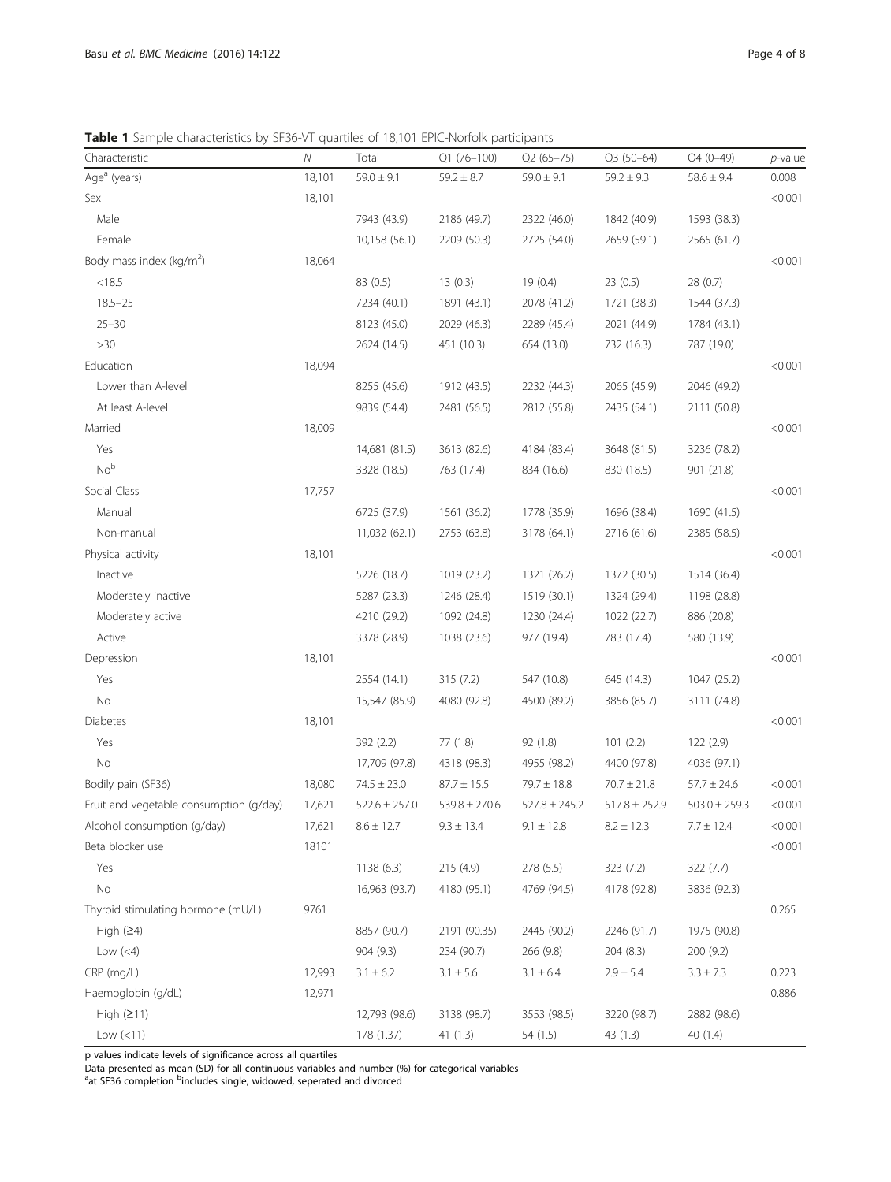**Table 1** Sample characteristics by SF36-VT quartiles of 18,101 EPIC-Norfolk participants

| Characteristic | N | Total | Q1 (76–100) | Q2 (65–75) | Q3 (50–64) | Q4 (0–49) | p-value |
|---|---|---|---|---|---|---|---|
| Age[a] (years) | 18,101 | 59.0 ± 9.1 | 59.2 ± 8.7 | 59.0 ± 9.1 | 59.2 ± 9.3 | 58.6 ± 9.4 | 0.008 |
| Sex | 18,101 | | | | | | <0.001 |
| Male | | 7943 (43.9) | 2186 (49.7) | 2322 (46.0) | 1842 (40.9) | 1593 (38.3) | |
| Female | | 10,158 (56.1) | 2209 (50.3) | 2725 (54.0) | 2659 (59.1) | 2565 (61.7) | |
| Body mass index (kg/m$^2$) | 18,064 | | | | | | <0.001 |
| <18.5 | | 83 (0.5) | 13 (0.3) | 19 (0.4) | 23 (0.5) | 28 (0.7) | |
| 18.5–25 | | 7234 (40.1) | 1891 (43.1) | 2078 (41.2) | 1721 (38.3) | 1544 (37.3) | |
| 25–30 | | 8123 (45.0) | 2029 (46.3) | 2289 (45.4) | 2021 (44.9) | 1784 (43.1) | |
| >30 | | 2624 (14.5) | 451 (10.3) | 654 (13.0) | 732 (16.3) | 787 (19.0) | |
| Education | 18,094 | | | | | | <0.001 |
| Lower than A-level | | 8255 (45.6) | 1912 (43.5) | 2232 (44.3) | 2065 (45.9) | 2046 (49.2) | |
| At least A-level | | 9839 (54.4) | 2481 (56.5) | 2812 (55.8) | 2435 (54.1) | 2111 (50.8) | |
| Married | 18,009 | | | | | | <0.001 |
| Yes | | 14,681 (81.5) | 3613 (82.6) | 4184 (83.4) | 3648 (81.5) | 3236 (78.2) | |
| No[b] | | 3328 (18.5) | 763 (17.4) | 834 (16.6) | 830 (18.5) | 901 (21.8) | |
| Social Class | 17,757 | | | | | | <0.001 |
| Manual | | 6725 (37.9) | 1561 (36.2) | 1778 (35.9) | 1696 (38.4) | 1690 (41.5) | |
| Non-manual | | 11,032 (62.1) | 2753 (63.8) | 3178 (64.1) | 2716 (61.6) | 2385 (58.5) | |
| Physical activity | 18,101 | | | | | | <0.001 |
| Inactive | | 5226 (18.7) | 1019 (23.2) | 1321 (26.2) | 1372 (30.5) | 1514 (36.4) | |
| Moderately inactive | | 5287 (23.3) | 1246 (28.4) | 1519 (30.1) | 1324 (29.4) | 1198 (28.8) | |
| Moderately active | | 4210 (29.2) | 1092 (24.8) | 1230 (24.4) | 1022 (22.7) | 886 (20.8) | |
| Active | | 3378 (28.9) | 1038 (23.6) | 977 (19.4) | 783 (17.4) | 580 (13.9) | |
| Depression | 18,101 | | | | | | <0.001 |
| Yes | | 2554 (14.1) | 315 (7.2) | 547 (10.8) | 645 (14.3) | 1047 (25.2) | |
| No | | 15,547 (85.9) | 4080 (92.8) | 4500 (89.2) | 3856 (85.7) | 3111 (74.8) | |
| Diabetes | 18,101 | | | | | | <0.001 |
| Yes | | 392 (2.2) | 77 (1.8) | 92 (1.8) | 101 (2.2) | 122 (2.9) | |
| No | | 17,709 (97.8) | 4318 (98.3) | 4955 (98.2) | 4400 (97.8) | 4036 (97.1) | |
| Bodily pain (SF36) | 18,080 | 74.5 ± 23.0 | 87.7 ± 15.5 | 79.7 ± 18.8 | 70.7 ± 21.8 | 57.7 ± 24.6 | <0.001 |
| Fruit and vegetable consumption (g/day) | 17,621 | 522.6 ± 257.0 | 539.8 ± 270.6 | 527.8 ± 245.2 | 517.8 ± 252.9 | 503.0 ± 259.3 | <0.001 |
| Alcohol consumption (g/day) | 17,621 | 8.6 ± 12.7 | 9.3 ± 13.4 | 9.1 ± 12.8 | 8.2 ± 12.3 | 7.7 ± 12.4 | <0.001 |
| Beta blocker use | 18101 | | | | | | <0.001 |
| Yes | | 1138 (6.3) | 215 (4.9) | 278 (5.5) | 323 (7.2) | 322 (7.7) | |
| No | | 16,963 (93.7) | 4180 (95.1) | 4769 (94.5) | 4178 (92.8) | 3836 (92.3) | |
| Thyroid stimulating hormone (mU/L) | 9761 | | | | | | 0.265 |
| High (≥4) | | 8857 (90.7) | 2191 (90.35) | 2445 (90.2) | 2246 (91.7) | 1975 (90.8) | |
| Low (<4) | | 904 (9.3) | 234 (90.7) | 266 (9.8) | 204 (8.3) | 200 (9.2) | |
| CRP (mg/L) | 12,993 | 3.1 ± 6.2 | 3.1 ± 5.6 | 3.1 ± 6.4 | 2.9 ± 5.4 | 3.3 ± 7.3 | 0.223 |
| Haemoglobin (g/dL) | 12,971 | | | | | | 0.886 |
| High (≥11) | | 12,793 (98.6) | 3138 (98.7) | 3553 (98.5) | 3220 (98.7) | 2882 (98.6) | |
| Low (<11) | | 178 (1.37) | 41 (1.3) | 54 (1.5) | 43 (1.3) | 40 (1.4) | |

p values indicate levels of significance across all quartiles

Data presented as mean (SD) for all continuous variables and number (%) for categorical variables

[a]at SF36 completion [b]includes single, widowed, seperated and divorced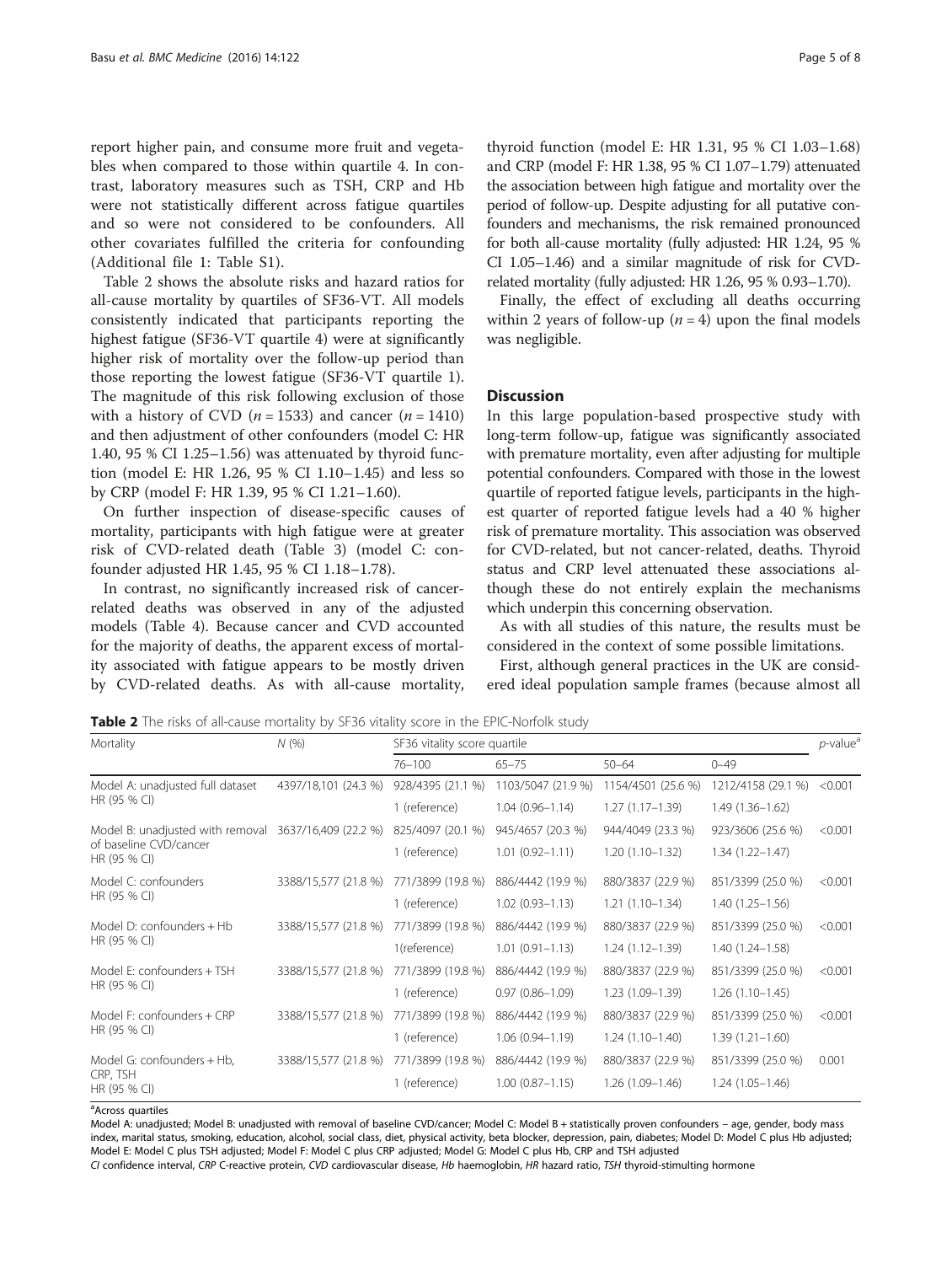report higher pain, and consume more fruit and vegetables when compared to those within quartile 4. In contrast, laboratory measures such as TSH, CRP and Hb were not statistically different across fatigue quartiles and so were not considered to be confounders. All other covariates fulfilled the criteria for confounding (Additional file 1: Table S1).

Table 2 shows the absolute risks and hazard ratios for all-cause mortality by quartiles of SF36-VT. All models consistently indicated that participants reporting the highest fatigue (SF36-VT quartile 4) were at significantly higher risk of mortality over the follow-up period than those reporting the lowest fatigue (SF36-VT quartile 1). The magnitude of this risk following exclusion of those with a history of CVD ($n = 1533$) and cancer ($n = 1410$) and then adjustment of other confounders (model C: HR 1.40, 95 % CI 1.25–1.56) was attenuated by thyroid function (model E: HR 1.26, 95 % CI 1.10–1.45) and less so by CRP (model F: HR 1.39, 95 % CI 1.21–1.60).

On further inspection of disease-specific causes of mortality, participants with high fatigue were at greater risk of CVD-related death (Table 3) (model C: confounder adjusted HR 1.45, 95 % CI 1.18–1.78).

In contrast, no significantly increased risk of cancer-related deaths was observed in any of the adjusted models (Table 4). Because cancer and CVD accounted for the majority of deaths, the apparent excess of mortality associated with fatigue appears to be mostly driven by CVD-related deaths. As with all-cause mortality, thyroid function (model E: HR 1.31, 95 % CI 1.03–1.68) and CRP (model F: HR 1.38, 95 % CI 1.07–1.79) attenuated the association between high fatigue and mortality over the period of follow-up. Despite adjusting for all putative confounders and mechanisms, the risk remained pronounced for both all-cause mortality (fully adjusted: HR 1.24, 95 % CI 1.05–1.46) and a similar magnitude of risk for CVD-related mortality (fully adjusted: HR 1.26, 95 % 0.93–1.70).

Finally, the effect of excluding all deaths occurring within 2 years of follow-up ($n = 4$) upon the final models was negligible.

## Discussion

In this large population-based prospective study with long-term follow-up, fatigue was significantly associated with premature mortality, even after adjusting for multiple potential confounders. Compared with those in the lowest quartile of reported fatigue levels, participants in the highest quarter of reported fatigue levels had a 40 % higher risk of premature mortality. This association was observed for CVD-related, but not cancer-related, deaths. Thyroid status and CRP level attenuated these associations although these do not entirely explain the mechanisms which underpin this concerning observation.

As with all studies of this nature, the results must be considered in the context of some possible limitations.

First, although general practices in the UK are considered ideal population sample frames (because almost all

**Table 2** The risks of all-cause mortality by SF36 vitality score in the EPIC-Norfolk study

| Mortality | N (%) | SF36 vitality score quartile | | | | p-value[a] |
|---|---|---|---|---|---|---|
| | | 76–100 | 65–75 | 50–64 | 0–49 | |
| Model A: unadjusted full dataset | 4397/18,101 (24.3 %) | 928/4395 (21.1 %) | 1103/5047 (21.9 %) | 1154/4501 (25.6 %) | 1212/4158 (29.1 %) | <0.001 |
| HR (95 % CI) | | 1 (reference) | 1.04 (0.96–1.14) | 1.27 (1.17–1.39) | 1.49 (1.36–1.62) | |
| Model B: unadjusted with removal of baseline CVD/cancer | 3637/16,409 (22.2 %) | 825/4097 (20.1 %) | 945/4657 (20.3 %) | 944/4049 (23.3 %) | 923/3606 (25.6 %) | <0.001 |
| HR (95 % CI) | | 1 (reference) | 1.01 (0.92–1.11) | 1.20 (1.10–1.32) | 1.34 (1.22–1.47) | |
| Model C: confounders | 3388/15,577 (21.8 %) | 771/3899 (19.8 %) | 886/4442 (19.9 %) | 880/3837 (22.9 %) | 851/3399 (25.0 %) | <0.001 |
| HR (95 % CI) | | 1 (reference) | 1.02 (0.93–1.13) | 1.21 (1.10–1.34) | 1.40 (1.25–1.56) | |
| Model D: confounders + Hb | 3388/15,577 (21.8 %) | 771/3899 (19.8 %) | 886/4442 (19.9 %) | 880/3837 (22.9 %) | 851/3399 (25.0 %) | <0.001 |
| HR (95 % CI) | | 1(reference) | 1.01 (0.91–1.13) | 1.24 (1.12–1.39) | 1.40 (1.24–1.58) | |
| Model E: confounders + TSH | 3388/15,577 (21.8 %) | 771/3899 (19.8 %) | 886/4442 (19.9 %) | 880/3837 (22.9 %) | 851/3399 (25.0 %) | <0.001 |
| HR (95 % CI) | | 1 (reference) | 0.97 (0.86–1.09) | 1.23 (1.09–1.39) | 1.26 (1.10–1.45) | |
| Model F: confounders + CRP | 3388/15,577 (21.8 %) | 771/3899 (19.8 %) | 886/4442 (19.9 %) | 880/3837 (22.9 %) | 851/3399 (25.0 %) | <0.001 |
| HR (95 % CI) | | 1 (reference) | 1.06 (0.94–1.19) | 1.24 (1.10–1.40) | 1.39 (1.21–1.60) | |
| Model G: confounders + Hb, CRP, TSH | 3388/15,577 (21.8 %) | 771/3899 (19.8 %) | 886/4442 (19.9 %) | 880/3837 (22.9 %) | 851/3399 (25.0 %) | 0.001 |
| HR (95 % CI) | | 1 (reference) | 1.00 (0.87–1.15) | 1.26 (1.09–1.46) | 1.24 (1.05–1.46) | |

[a]Across quartiles

Model A: unadjusted; Model B: unadjusted with removal of baseline CVD/cancer; Model C: Model B + statistically proven confounders – age, gender, body mass index, marital status, smoking, education, alcohol, social class, diet, physical activity, beta blocker, depression, pain, diabetes; Model D: Model C plus Hb adjusted; Model E: Model C plus TSH adjusted; Model F: Model C plus CRP adjusted; Model G: Model C plus Hb, CRP and TSH adjusted

*CI* confidence interval, *CRP* C-reactive protein, *CVD* cardiovascular disease, *Hb* haemoglobin, *HR* hazard ratio, *TSH* thyroid-stimulting hormone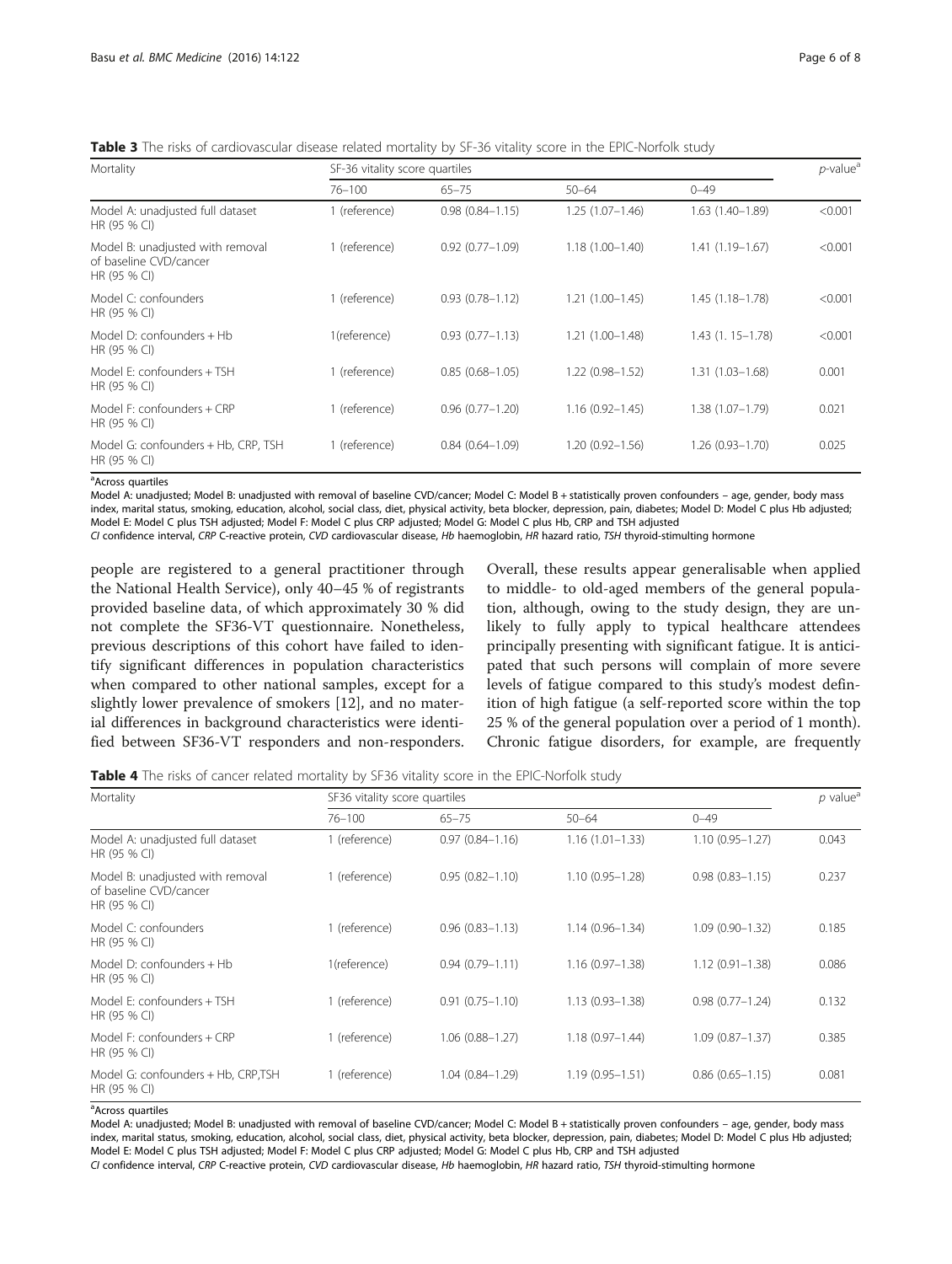**Table 3** The risks of cardiovascular disease related mortality by SF-36 vitality score in the EPIC-Norfolk study

| Mortality | SF-36 vitality score quartiles | | | | *p*-value[a] |
|---|---|---|---|---|---|
| | 76–100 | 65–75 | 50–64 | 0–49 | |
| Model A: unadjusted full dataset HR (95 % CI) | 1 (reference) | 0.98 (0.84–1.15) | 1.25 (1.07–1.46) | 1.63 (1.40–1.89) | <0.001 |
| Model B: unadjusted with removal of baseline CVD/cancer HR (95 % CI) | 1 (reference) | 0.92 (0.77–1.09) | 1.18 (1.00–1.40) | 1.41 (1.19–1.67) | <0.001 |
| Model C: confounders HR (95 % CI) | 1 (reference) | 0.93 (0.78–1.12) | 1.21 (1.00–1.45) | 1.45 (1.18–1.78) | <0.001 |
| Model D: confounders + Hb HR (95 % CI) | 1(reference) | 0.93 (0.77–1.13) | 1.21 (1.00–1.48) | 1.43 (1. 15–1.78) | <0.001 |
| Model E: confounders + TSH HR (95 % CI) | 1 (reference) | 0.85 (0.68–1.05) | 1.22 (0.98–1.52) | 1.31 (1.03–1.68) | 0.001 |
| Model F: confounders + CRP HR (95 % CI) | 1 (reference) | 0.96 (0.77–1.20) | 1.16 (0.92–1.45) | 1.38 (1.07–1.79) | 0.021 |
| Model G: confounders + Hb, CRP, TSH HR (95 % CI) | 1 (reference) | 0.84 (0.64–1.09) | 1.20 (0.92–1.56) | 1.26 (0.93–1.70) | 0.025 |

[a]Across quartiles

Model A: unadjusted; Model B: unadjusted with removal of baseline CVD/cancer; Model C: Model B + statistically proven confounders – age, gender, body mass index, marital status, smoking, education, alcohol, social class, diet, physical activity, beta blocker, depression, pain, diabetes; Model D: Model C plus Hb adjusted; Model E: Model C plus TSH adjusted; Model F: Model C plus CRP adjusted; Model G: Model C plus Hb, CRP and TSH adjusted

*CI* confidence interval, *CRP* C-reactive protein, *CVD* cardiovascular disease, *Hb* haemoglobin, *HR* hazard ratio, *TSH* thyroid-stimulting hormone

people are registered to a general practitioner through the National Health Service), only 40–45 % of registrants provided baseline data, of which approximately 30 % did not complete the SF36-VT questionnaire. Nonetheless, previous descriptions of this cohort have failed to identify significant differences in population characteristics when compared to other national samples, except for a slightly lower prevalence of smokers [12], and no material differences in background characteristics were identified between SF36-VT responders and non-responders. Overall, these results appear generalisable when applied to middle- to old-aged members of the general population, although, owing to the study design, they are unlikely to fully apply to typical healthcare attendees principally presenting with significant fatigue. It is anticipated that such persons will complain of more severe levels of fatigue compared to this study's modest definition of high fatigue (a self-reported score within the top 25 % of the general population over a period of 1 month). Chronic fatigue disorders, for example, are frequently

**Table 4** The risks of cancer related mortality by SF36 vitality score in the EPIC-Norfolk study

| Mortality | SF36 vitality score quartiles | | | | *p* value[a] |
|---|---|---|---|---|---|
| | 76–100 | 65–75 | 50–64 | 0–49 | |
| Model A: unadjusted full dataset HR (95 % CI) | 1 (reference) | 0.97 (0.84–1.16) | 1.16 (1.01–1.33) | 1.10 (0.95–1.27) | 0.043 |
| Model B: unadjusted with removal of baseline CVD/cancer HR (95 % CI) | 1 (reference) | 0.95 (0.82–1.10) | 1.10 (0.95–1.28) | 0.98 (0.83–1.15) | 0.237 |
| Model C: confounders HR (95 % CI) | 1 (reference) | 0.96 (0.83–1.13) | 1.14 (0.96–1.34) | 1.09 (0.90–1.32) | 0.185 |
| Model D: confounders + Hb HR (95 % CI) | 1(reference) | 0.94 (0.79–1.11) | 1.16 (0.97–1.38) | 1.12 (0.91–1.38) | 0.086 |
| Model E: confounders + TSH HR (95 % CI) | 1 (reference) | 0.91 (0.75–1.10) | 1.13 (0.93–1.38) | 0.98 (0.77–1.24) | 0.132 |
| Model F: confounders + CRP HR (95 % CI) | 1 (reference) | 1.06 (0.88–1.27) | 1.18 (0.97–1.44) | 1.09 (0.87–1.37) | 0.385 |
| Model G: confounders + Hb, CRP,TSH HR (95 % CI) | 1 (reference) | 1.04 (0.84–1.29) | 1.19 (0.95–1.51) | 0.86 (0.65–1.15) | 0.081 |

[a]Across quartiles

Model A: unadjusted; Model B: unadjusted with removal of baseline CVD/cancer; Model C: Model B + statistically proven confounders – age, gender, body mass index, marital status, smoking, education, alcohol, social class, diet, physical activity, beta blocker, depression, pain, diabetes; Model D: Model C plus Hb adjusted; Model E: Model C plus TSH adjusted; Model F: Model C plus CRP adjusted; Model G: Model C plus Hb, CRP and TSH adjusted

*CI* confidence interval, *CRP* C-reactive protein, *CVD* cardiovascular disease, *Hb* haemoglobin, *HR* hazard ratio, *TSH* thyroid-stimulting hormone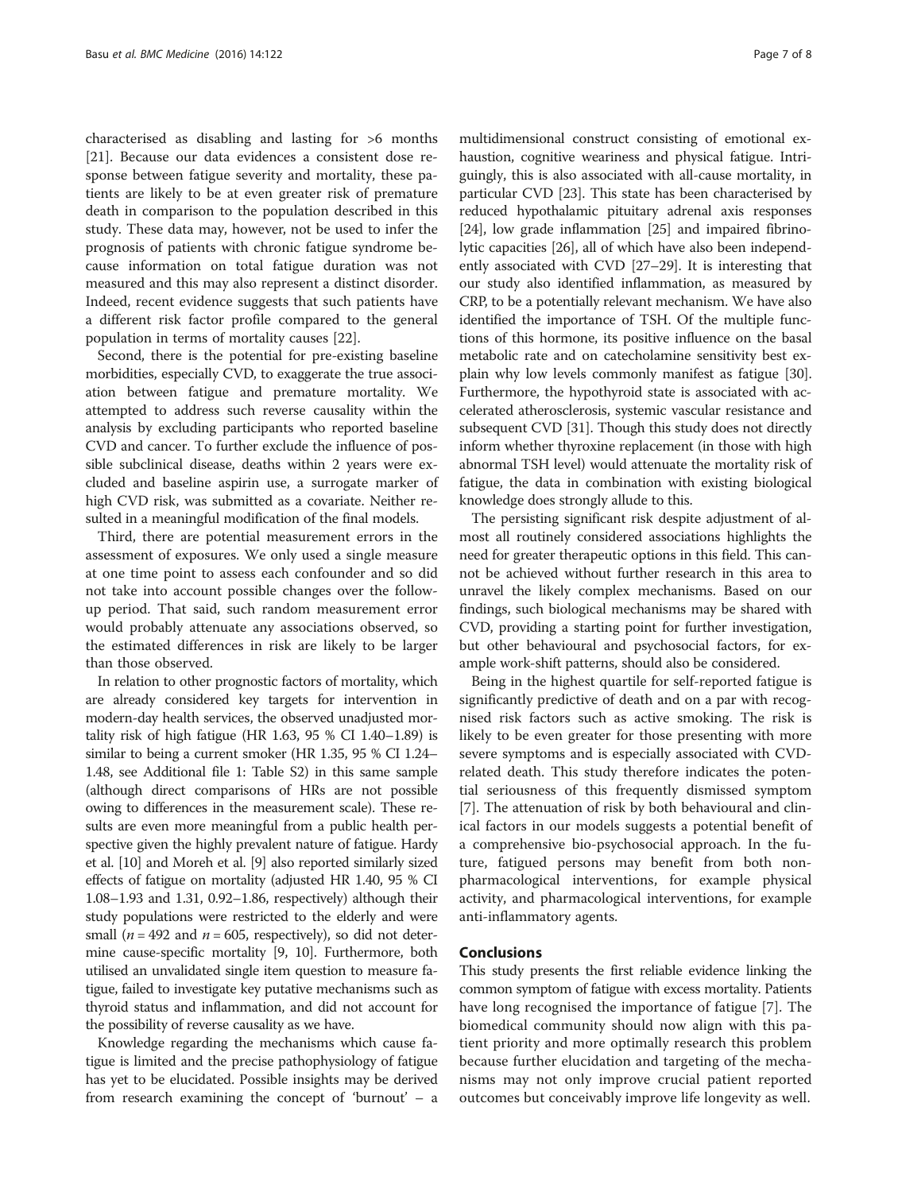characterised as disabling and lasting for >6 months [21]. Because our data evidences a consistent dose response between fatigue severity and mortality, these patients are likely to be at even greater risk of premature death in comparison to the population described in this study. These data may, however, not be used to infer the prognosis of patients with chronic fatigue syndrome because information on total fatigue duration was not measured and this may also represent a distinct disorder. Indeed, recent evidence suggests that such patients have a different risk factor profile compared to the general population in terms of mortality causes [22].

Second, there is the potential for pre-existing baseline morbidities, especially CVD, to exaggerate the true association between fatigue and premature mortality. We attempted to address such reverse causality within the analysis by excluding participants who reported baseline CVD and cancer. To further exclude the influence of possible subclinical disease, deaths within 2 years were excluded and baseline aspirin use, a surrogate marker of high CVD risk, was submitted as a covariate. Neither resulted in a meaningful modification of the final models.

Third, there are potential measurement errors in the assessment of exposures. We only used a single measure at one time point to assess each confounder and so did not take into account possible changes over the follow-up period. That said, such random measurement error would probably attenuate any associations observed, so the estimated differences in risk are likely to be larger than those observed.

In relation to other prognostic factors of mortality, which are already considered key targets for intervention in modern-day health services, the observed unadjusted mortality risk of high fatigue (HR 1.63, 95 % CI 1.40–1.89) is similar to being a current smoker (HR 1.35, 95 % CI 1.24–1.48, see Additional file 1: Table S2) in this same sample (although direct comparisons of HRs are not possible owing to differences in the measurement scale). These results are even more meaningful from a public health perspective given the highly prevalent nature of fatigue. Hardy et al. [10] and Moreh et al. [9] also reported similarly sized effects of fatigue on mortality (adjusted HR 1.40, 95 % CI 1.08–1.93 and 1.31, 0.92–1.86, respectively) although their study populations were restricted to the elderly and were small ($n = 492$ and $n = 605$, respectively), so did not determine cause-specific mortality [9, 10]. Furthermore, both utilised an unvalidated single item question to measure fatigue, failed to investigate key putative mechanisms such as thyroid status and inflammation, and did not account for the possibility of reverse causality as we have.

Knowledge regarding the mechanisms which cause fatigue is limited and the precise pathophysiology of fatigue has yet to be elucidated. Possible insights may be derived from research examining the concept of 'burnout' – a multidimensional construct consisting of emotional exhaustion, cognitive weariness and physical fatigue. Intriguingly, this is also associated with all-cause mortality, in particular CVD [23]. This state has been characterised by reduced hypothalamic pituitary adrenal axis responses [24], low grade inflammation [25] and impaired fibrinolytic capacities [26], all of which have also been independently associated with CVD [27–29]. It is interesting that our study also identified inflammation, as measured by CRP, to be a potentially relevant mechanism. We have also identified the importance of TSH. Of the multiple functions of this hormone, its positive influence on the basal metabolic rate and on catecholamine sensitivity best explain why low levels commonly manifest as fatigue [30]. Furthermore, the hypothyroid state is associated with accelerated atherosclerosis, systemic vascular resistance and subsequent CVD [31]. Though this study does not directly inform whether thyroxine replacement (in those with high abnormal TSH level) would attenuate the mortality risk of fatigue, the data in combination with existing biological knowledge does strongly allude to this.

The persisting significant risk despite adjustment of almost all routinely considered associations highlights the need for greater therapeutic options in this field. This cannot be achieved without further research in this area to unravel the likely complex mechanisms. Based on our findings, such biological mechanisms may be shared with CVD, providing a starting point for further investigation, but other behavioural and psychosocial factors, for example work-shift patterns, should also be considered.

Being in the highest quartile for self-reported fatigue is significantly predictive of death and on a par with recognised risk factors such as active smoking. The risk is likely to be even greater for those presenting with more severe symptoms and is especially associated with CVD-related death. This study therefore indicates the potential seriousness of this frequently dismissed symptom [7]. The attenuation of risk by both behavioural and clinical factors in our models suggests a potential benefit of a comprehensive bio-psychosocial approach. In the future, fatigued persons may benefit from both non-pharmacological interventions, for example physical activity, and pharmacological interventions, for example anti-inflammatory agents.

## Conclusions

This study presents the first reliable evidence linking the common symptom of fatigue with excess mortality. Patients have long recognised the importance of fatigue [7]. The biomedical community should now align with this patient priority and more optimally research this problem because further elucidation and targeting of the mechanisms may not only improve crucial patient reported outcomes but conceivably improve life longevity as well.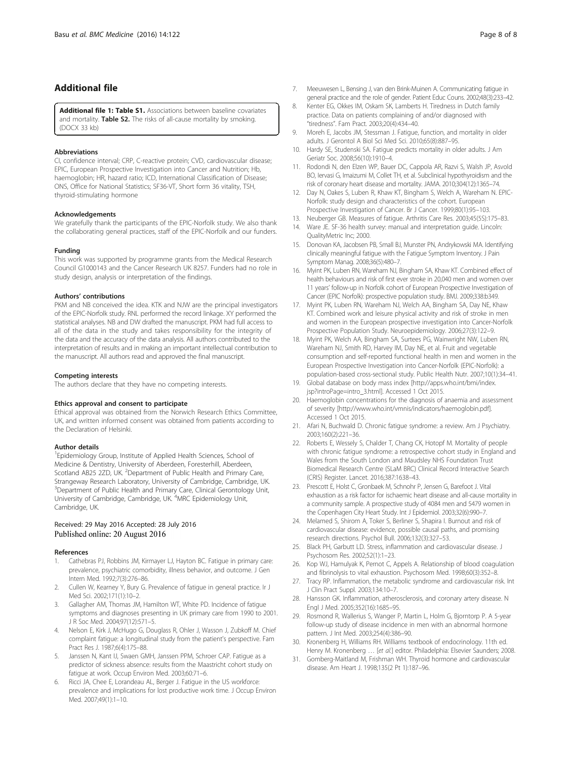## Additional file

**Additional file 1: Table S1.** Associations between baseline covariates and mortality. **Table S2.** The risks of all-cause mortality by smoking. (DOCX 33 kb)

#### Abbreviations

CI, confidence interval; CRP, C-reactive protein; CVD, cardiovascular disease; EPIC, European Prospective Investigation into Cancer and Nutrition; Hb, haemoglobin; HR, hazard ratio; ICD, International Classification of Disease; ONS, Office for National Statistics; SF36-VT, Short form 36 vitality, TSH, thyroid-stimulating hormone

#### Acknowledgements

We gratefully thank the participants of the EPIC-Norfolk study. We also thank the collaborating general practices, staff of the EPIC-Norfolk and our funders.

#### Funding

This work was supported by programme grants from the Medical Research Council G1000143 and the Cancer Research UK 8257. Funders had no role in study design, analysis or interpretation of the findings.

#### Authors' contributions

PKM and NB conceived the idea. KTK and NJW are the principal investigators of the EPIC-Norfolk study. RNL performed the record linkage. XY performed the statistical analyses. NB and DW drafted the manuscript. PKM had full access to all of the data in the study and takes responsibility for the integrity of the data and the accuracy of the data analysis. All authors contributed to the interpretation of results and in making an important intellectual contribution to the manuscript. All authors read and approved the final manuscript.

#### Competing interests

The authors declare that they have no competing interests.

#### Ethics approval and consent to participate

Ethical approval was obtained from the Norwich Research Ethics Committee, UK, and written informed consent was obtained from patients according to the Declaration of Helsinki.

#### Author details

[1]Epidemiology Group, Institute of Applied Health Sciences, School of Medicine & Dentistry, University of Aberdeen, Foresterhill, Aberdeen, Scotland AB25 2ZD, UK. [2]Department of Public Health and Primary Care, Strangeway Research Laboratory, University of Cambridge, Cambridge, UK. [3]Department of Public Health and Primary Care, Clinical Gerontology Unit, University of Cambridge, Cambridge, UK. [4]MRC Epidemiology Unit, Cambridge, UK.

Received: 29 May 2016 Accepted: 28 July 2016
Published online: 20 August 2016

#### References

1. Cathebras PJ, Robbins JM, Kirmayer LJ, Hayton BC. Fatigue in primary care: prevalence, psychiatric comorbidity, illness behavior, and outcome. J Gen Intern Med. 1992;7(3):276–86.
2. Cullen W, Kearney Y, Bury G. Prevalence of fatigue in general practice. Ir J Med Sci. 2002;171(1):10–2.
3. Gallagher AM, Thomas JM, Hamilton WT, White PD. Incidence of fatigue symptoms and diagnoses presenting in UK primary care from 1990 to 2001. J R Soc Med. 2004;97(12):571–5.
4. Nelson E, Kirk J, McHugo G, Douglass R, Ohler J, Wasson J, Zubkoff M. Chief complaint fatigue: a longitudinal study from the patient's perspective. Fam Pract Res J. 1987;6(4):175–88.
5. Janssen N, Kant IJ, Swaen GMH, Janssen PPM, Schroer CAP. Fatigue as a predictor of sickness absence: results from the Maastricht cohort study on fatigue at work. Occup Environ Med. 2003;60:71–6.
6. Ricci JA, Chee E, Lorandeau AL, Berger J. Fatigue in the US workforce: prevalence and implications for lost productive work time. J Occup Environ Med. 2007;49(1):1–10.
7. Meeuwesen L, Bensing J, van den Brink-Muinen A. Communicating fatigue in general practice and the role of gender. Patient Educ Couns. 2002;48(3):233–42.
8. Kenter EG, Okkes IM, Oskam SK, Lamberts H. Tiredness in Dutch family practice. Data on patients complaining of and/or diagnosed with "tiredness". Fam Pract. 2003;20(4):434–40.
9. Moreh E, Jacobs JM, Stessman J. Fatigue, function, and mortality in older adults. J Gerontol A Biol Sci Med Sci. 2010;65(8):887–95.
10. Hardy SE, Studenski SA. Fatigue predicts mortality in older adults. J Am Geriatr Soc. 2008;56(10):1910–4.
11. Rodondi N, den Elzen WP, Bauer DC, Cappola AR, Razvi S, Walsh JP, Asvold BO, Iervasi G, Imaizumi M, Collet TH, et al. Subclinical hypothyroidism and the risk of coronary heart disease and mortality. JAMA. 2010;304(12):1365–74.
12. Day N, Oakes S, Luben R, Khaw KT, Bingham S, Welch A, Wareham N. EPIC-Norfolk: study design and characteristics of the cohort. European Prospective Investigation of Cancer. Br J Cancer. 1999;80(1):95–103.
13. Neuberger GB. Measures of fatigue. Arthritis Care Res. 2003;45(5S):175–83.
14. Ware JE. SF-36 health survey: manual and interpretation guide. Lincoln: QualityMetric Inc; 2000.
15. Donovan KA, Jacobsen PB, Small BJ, Munster PN, Andrykowski MA. Identifying clinically meaningful fatigue with the Fatigue Symptom Inventory. J Pain Symptom Manag. 2008;36(5):480–7.
16. Myint PK, Luben RN, Wareham NJ, Bingham SA, Khaw KT. Combined effect of health behaviours and risk of first ever stroke in 20,040 men and women over 11 years' follow-up in Norfolk cohort of European Prospective Investigation of Cancer (EPIC Norfolk): prospective population study. BMJ. 2009;338:b349.
17. Myint PK, Luben RN, Wareham NJ, Welch AA, Bingham SA, Day NE, Khaw KT. Combined work and leisure physical activity and risk of stroke in men and women in the European prospective investigation into Cancer-Norfolk Prospective Population Study. Neuroepidemiology. 2006;27(3):122–9.
18. Myint PK, Welch AA, Bingham SA, Surtees PG, Wainwright NW, Luben RN, Wareham NJ, Smith RD, Harvey IM, Day NE, et al. Fruit and vegetable consumption and self-reported functional health in men and women in the European Prospective Investigation into Cancer-Norfolk (EPIC-Norfolk): a population-based cross-sectional study. Public Health Nutr. 2007;10(1):34–41.
19. Global database on body mass index [http://apps.who.int/bmi/index.jsp?introPage=intro_3.html]. Accessed 1 Oct 2015.
20. Haemoglobin concentrations for the diagnosis of anaemia and assessment of severity [http://www.who.int/vmnis/indicators/haemoglobin.pdf]. Accessed 1 Oct 2015.
21. Afari N, Buchwald D. Chronic fatigue syndrome: a review. Am J Psychiatry. 2003;160(2):221–36.
22. Roberts E, Wessely S, Chalder T, Chang CK, Hotopf M. Mortality of people with chronic fatigue syndrome: a retrospective cohort study in England and Wales from the South London and Maudsley NHS Foundation Trust Biomedical Research Centre (SLaM BRC) Clinical Record Interactive Search (CRIS) Register. Lancet. 2016;387:1638–43.
23. Prescott E, Holst C, Gronbaek M, Schnohr P, Jensen G, Barefoot J. Vital exhaustion as a risk factor for ischaemic heart disease and all-cause mortality in a community sample. A prospective study of 4084 men and 5479 women in the Copenhagen City Heart Study. Int J Epidemiol. 2003;32(6):990–7.
24. Melamed S, Shirom A, Toker S, Berliner S, Shapira I. Burnout and risk of cardiovascular disease: evidence, possible causal paths, and promising research directions. Psychol Bull. 2006;132(3):327–53.
25. Black PH, Garbutt LD. Stress, inflammation and cardiovascular disease. J Psychosom Res. 2002;52(1):1–23.
26. Kop WJ, Hamulyak K, Pernot C, Appels A. Relationship of blood coagulation and fibrinolysis to vital exhaustion. Psychosom Med. 1998;60(3):352–8.
27. Tracy RP. Inflammation, the metabolic syndrome and cardiovascular risk. Int J Clin Pract Suppl. 2003;134:10–7.
28. Hansson GK. Inflammation, atherosclerosis, and coronary artery disease. N Engl J Med. 2005;352(16):1685–95.
29. Rosmond R, Wallerius S, Wanger P, Martin L, Holm G, Bjorntorp P. A 5-year follow-up study of disease incidence in men with an abnormal hormone pattern. J Int Med. 2003;254(4):386–90.
30. Kronenberg H, Williams RH. Williams textbook of endocrinology. 11th ed. Henry M. Kronenberg … [*et al.*] editor. Philadelphia: Elsevier Saunders; 2008.
31. Gomberg-Maitland M, Frishman WH. Thyroid hormone and cardiovascular disease. Am Heart J. 1998;135(2 Pt 1):187–96.